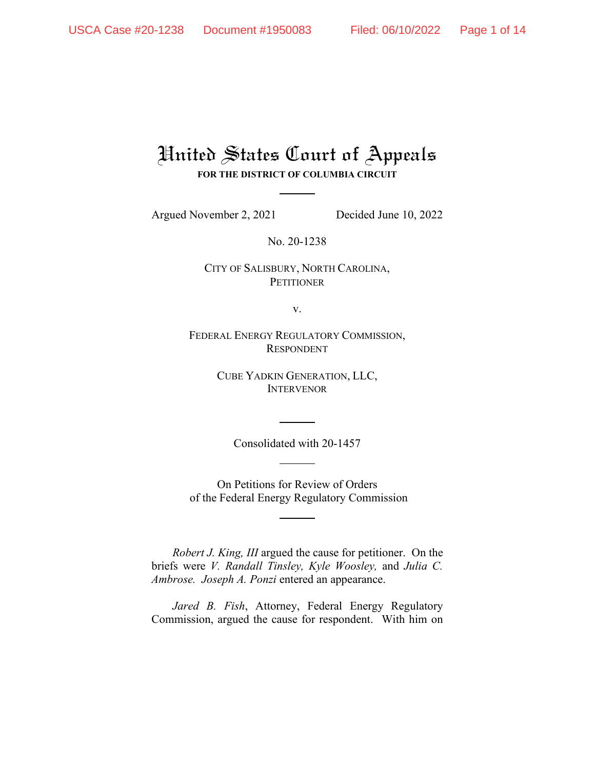# United States Court of Appeals

**FOR THE DISTRICT OF COLUMBIA CIRCUIT**

Argued November 2, 2021 Decided June 10, 2022

No. 20-1238

CITY OF SALISBURY, NORTH CAROLINA,
PETITIONER

v.

FEDERAL ENERGY REGULATORY COMMISSION,
RESPONDENT

CUBE YADKIN GENERATION, LLC,
INTERVENOR

Consolidated with 20-1457

On Petitions for Review of Orders
of the Federal Energy Regulatory Commission

*Robert J. King, III* argued the cause for petitioner. On the briefs were *V. Randall Tinsley, Kyle Woosley,* and *Julia C. Ambrose. Joseph A. Ponzi* entered an appearance.

*Jared B. Fish*, Attorney, Federal Energy Regulatory Commission, argued the cause for respondent. With him on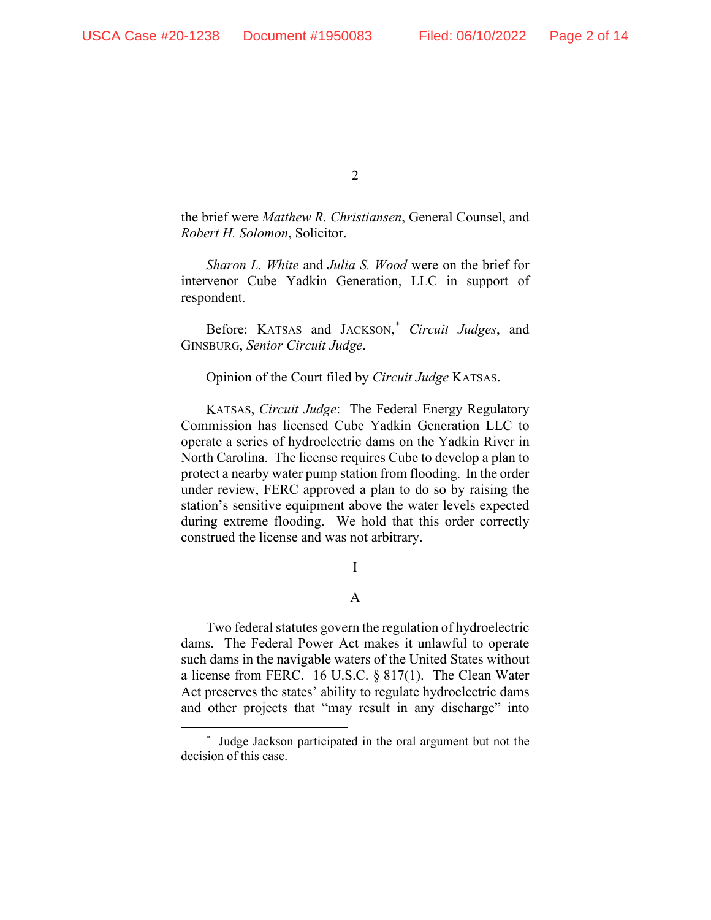the brief were *Matthew R. Christiansen*, General Counsel, and *Robert H. Solomon*, Solicitor.

*Sharon L. White* and *Julia S. Wood* were on the brief for intervenor Cube Yadkin Generation, LLC in support of respondent.

Before: KATSAS and JACKSON,* *Circuit Judges*, and GINSBURG, *Senior Circuit Judge*.

Opinion of the Court filed by *Circuit Judge* KATSAS.

KATSAS, *Circuit Judge*: The Federal Energy Regulatory Commission has licensed Cube Yadkin Generation LLC to operate a series of hydroelectric dams on the Yadkin River in North Carolina. The license requires Cube to develop a plan to protect a nearby water pump station from flooding. In the order under review, FERC approved a plan to do so by raising the station's sensitive equipment above the water levels expected during extreme flooding. We hold that this order correctly construed the license and was not arbitrary.

## I

### A

Two federal statutes govern the regulation of hydroelectric dams. The Federal Power Act makes it unlawful to operate such dams in the navigable waters of the United States without a license from FERC. 16 U.S.C. § 817(1). The Clean Water Act preserves the states' ability to regulate hydroelectric dams and other projects that "may result in any discharge" into

---

* Judge Jackson participated in the oral argument but not the decision of this case.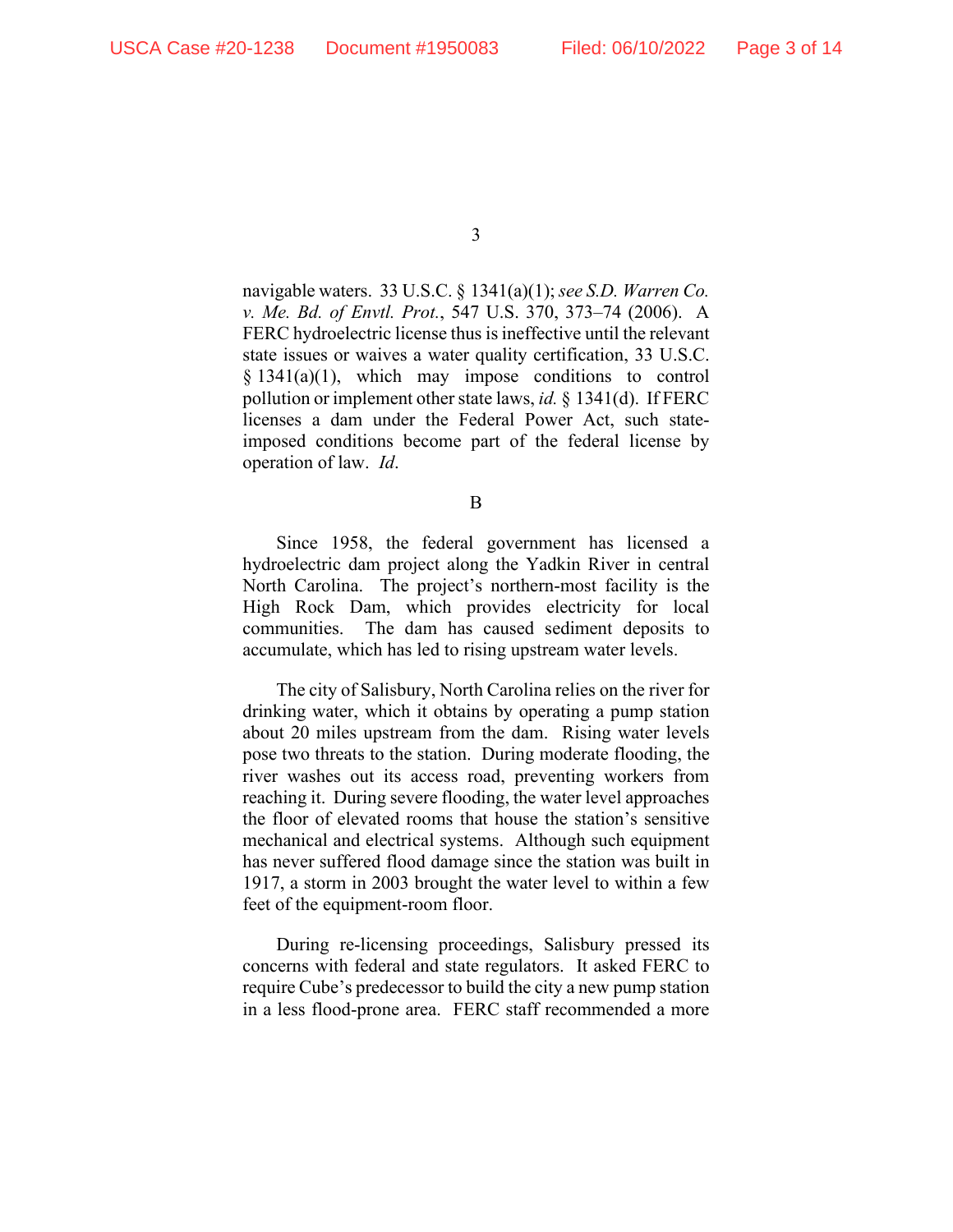navigable waters. 33 U.S.C. § 1341(a)(1); *see S.D. Warren Co. v. Me. Bd. of Envtl. Prot.*, 547 U.S. 370, 373–74 (2006). A FERC hydroelectric license thus is ineffective until the relevant state issues or waives a water quality certification, 33 U.S.C. § 1341(a)(1), which may impose conditions to control pollution or implement other state laws, *id.* § 1341(d). If FERC licenses a dam under the Federal Power Act, such state-imposed conditions become part of the federal license by operation of law. *Id*.

B

Since 1958, the federal government has licensed a hydroelectric dam project along the Yadkin River in central North Carolina. The project's northern-most facility is the High Rock Dam, which provides electricity for local communities. The dam has caused sediment deposits to accumulate, which has led to rising upstream water levels.

The city of Salisbury, North Carolina relies on the river for drinking water, which it obtains by operating a pump station about 20 miles upstream from the dam. Rising water levels pose two threats to the station. During moderate flooding, the river washes out its access road, preventing workers from reaching it. During severe flooding, the water level approaches the floor of elevated rooms that house the station's sensitive mechanical and electrical systems. Although such equipment has never suffered flood damage since the station was built in 1917, a storm in 2003 brought the water level to within a few feet of the equipment-room floor.

During re-licensing proceedings, Salisbury pressed its concerns with federal and state regulators. It asked FERC to require Cube's predecessor to build the city a new pump station in a less flood-prone area. FERC staff recommended a more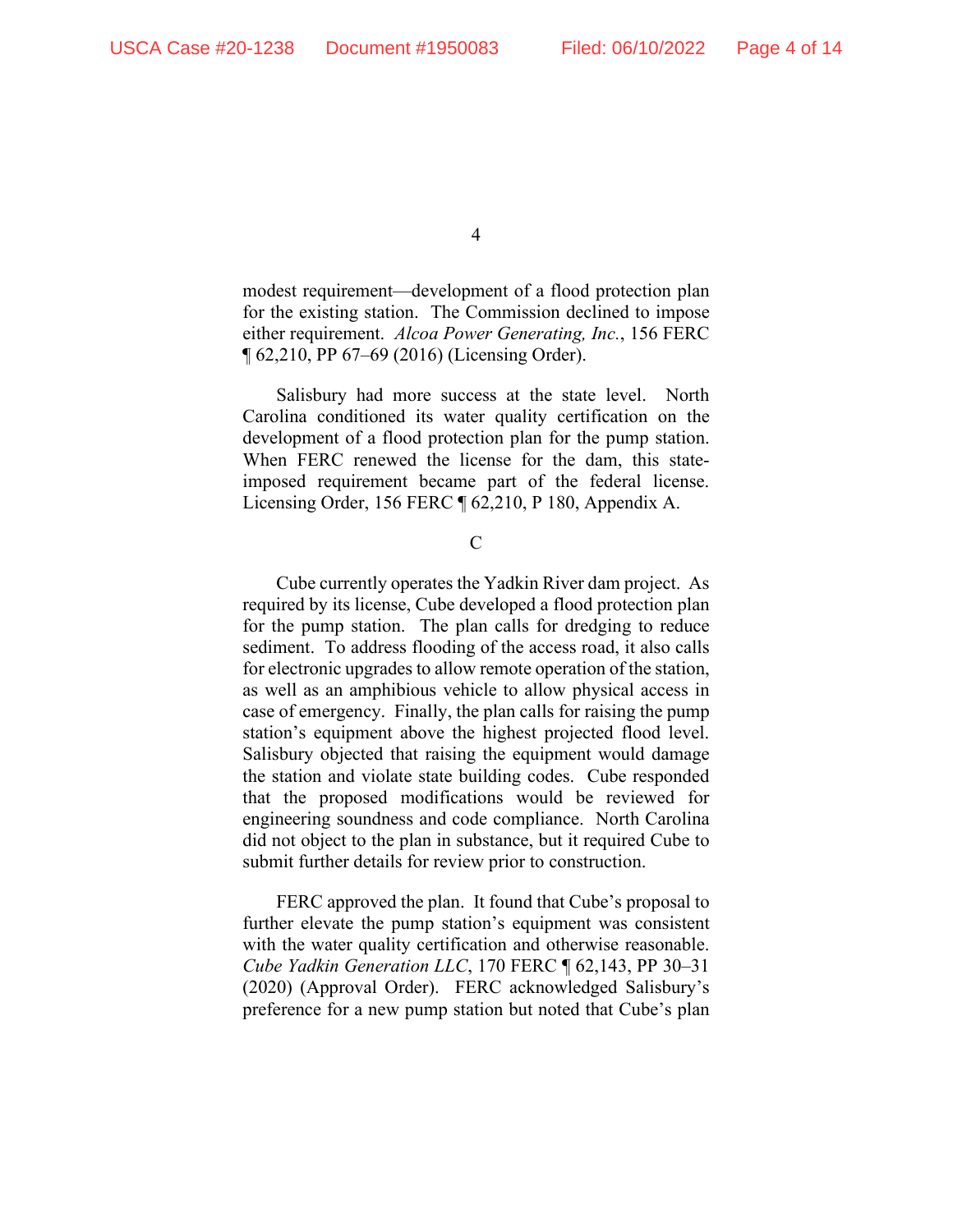modest requirement—development of a flood protection plan for the existing station. The Commission declined to impose either requirement. *Alcoa Power Generating, Inc.*, 156 FERC ¶ 62,210, PP 67–69 (2016) (Licensing Order).

Salisbury had more success at the state level. North Carolina conditioned its water quality certification on the development of a flood protection plan for the pump station. When FERC renewed the license for the dam, this state-imposed requirement became part of the federal license. Licensing Order, 156 FERC ¶ 62,210, P 180, Appendix A.

C

Cube currently operates the Yadkin River dam project. As required by its license, Cube developed a flood protection plan for the pump station. The plan calls for dredging to reduce sediment. To address flooding of the access road, it also calls for electronic upgrades to allow remote operation of the station, as well as an amphibious vehicle to allow physical access in case of emergency. Finally, the plan calls for raising the pump station's equipment above the highest projected flood level. Salisbury objected that raising the equipment would damage the station and violate state building codes. Cube responded that the proposed modifications would be reviewed for engineering soundness and code compliance. North Carolina did not object to the plan in substance, but it required Cube to submit further details for review prior to construction.

FERC approved the plan. It found that Cube's proposal to further elevate the pump station's equipment was consistent with the water quality certification and otherwise reasonable. *Cube Yadkin Generation LLC*, 170 FERC ¶ 62,143, PP 30–31 (2020) (Approval Order). FERC acknowledged Salisbury's preference for a new pump station but noted that Cube's plan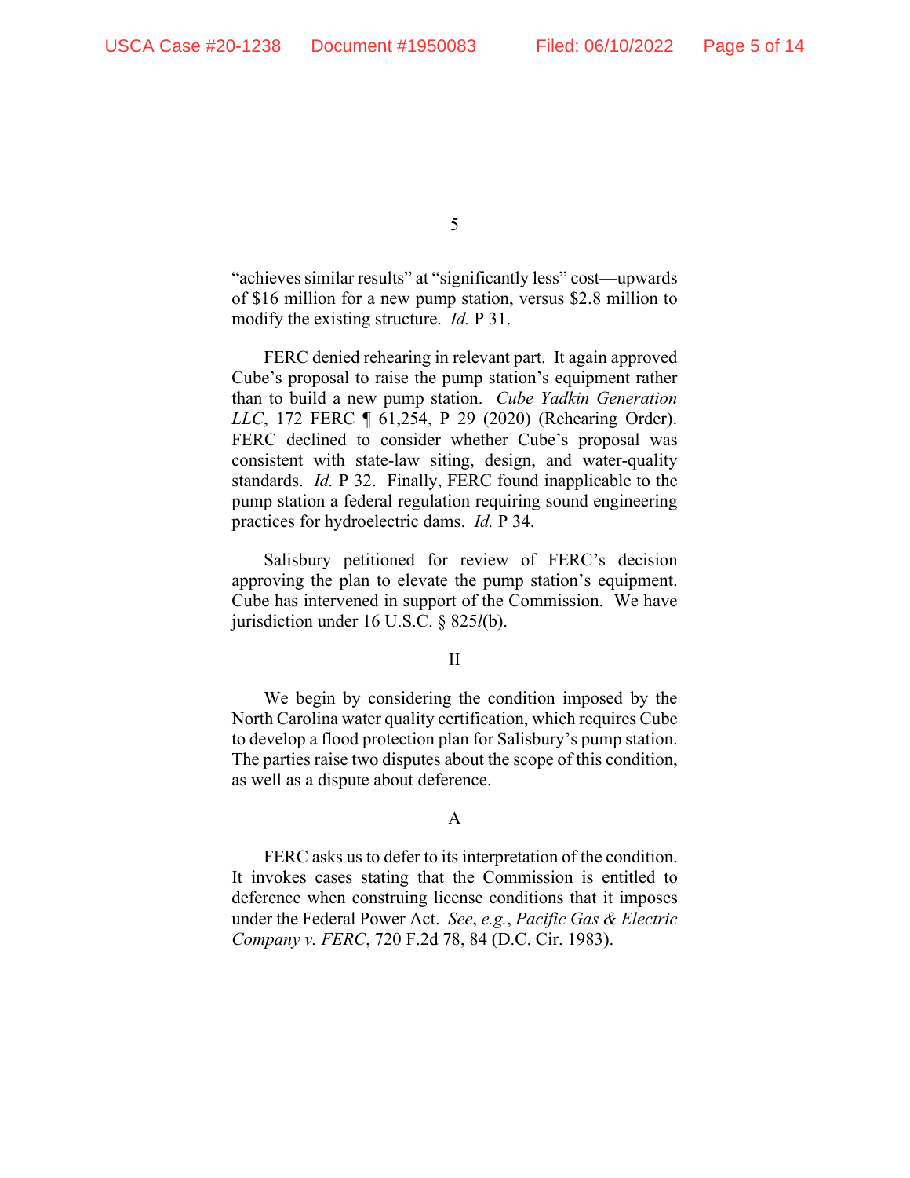"achieves similar results" at "significantly less" cost—upwards of $16 million for a new pump station, versus $2.8 million to modify the existing structure. *Id.* P 31.

FERC denied rehearing in relevant part. It again approved Cube's proposal to raise the pump station's equipment rather than to build a new pump station. *Cube Yadkin Generation LLC*, 172 FERC ¶ 61,254, P 29 (2020) (Rehearing Order). FERC declined to consider whether Cube's proposal was consistent with state-law siting, design, and water-quality standards. *Id.* P 32. Finally, FERC found inapplicable to the pump station a federal regulation requiring sound engineering practices for hydroelectric dams. *Id.* P 34.

Salisbury petitioned for review of FERC's decision approving the plan to elevate the pump station's equipment. Cube has intervened in support of the Commission. We have jurisdiction under 16 U.S.C. § 825*l*(b).

## II

We begin by considering the condition imposed by the North Carolina water quality certification, which requires Cube to develop a flood protection plan for Salisbury's pump station. The parties raise two disputes about the scope of this condition, as well as a dispute about deference.

### A

FERC asks us to defer to its interpretation of the condition. It invokes cases stating that the Commission is entitled to deference when construing license conditions that it imposes under the Federal Power Act. *See*, *e.g.*, *Pacific Gas & Electric Company v. FERC*, 720 F.2d 78, 84 (D.C. Cir. 1983).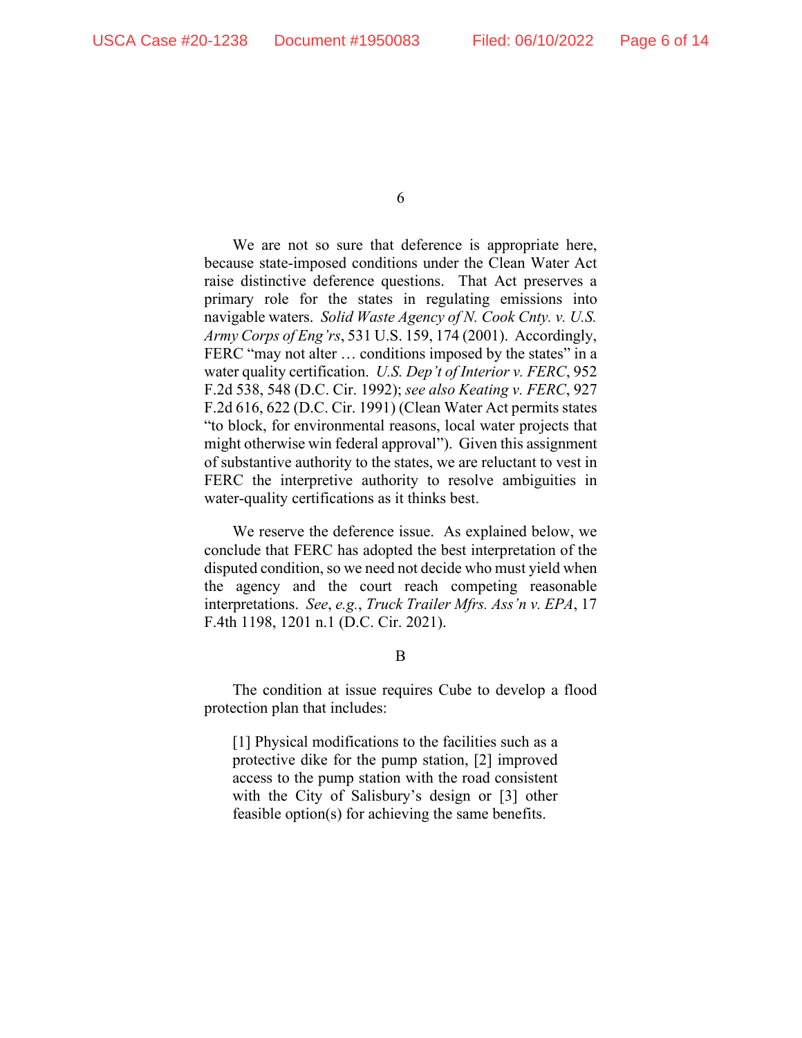We are not so sure that deference is appropriate here, because state-imposed conditions under the Clean Water Act raise distinctive deference questions. That Act preserves a primary role for the states in regulating emissions into navigable waters. *Solid Waste Agency of N. Cook Cnty. v. U.S. Army Corps of Eng'rs*, 531 U.S. 159, 174 (2001). Accordingly, FERC "may not alter … conditions imposed by the states" in a water quality certification. *U.S. Dep't of Interior v. FERC*, 952 F.2d 538, 548 (D.C. Cir. 1992); *see also Keating v. FERC*, 927 F.2d 616, 622 (D.C. Cir. 1991) (Clean Water Act permits states "to block, for environmental reasons, local water projects that might otherwise win federal approval"). Given this assignment of substantive authority to the states, we are reluctant to vest in FERC the interpretive authority to resolve ambiguities in water-quality certifications as it thinks best.

We reserve the deference issue. As explained below, we conclude that FERC has adopted the best interpretation of the disputed condition, so we need not decide who must yield when the agency and the court reach competing reasonable interpretations. *See*, *e.g.*, *Truck Trailer Mfrs. Ass'n v. EPA*, 17 F.4th 1198, 1201 n.1 (D.C. Cir. 2021).

### B

The condition at issue requires Cube to develop a flood protection plan that includes:

> [1] Physical modifications to the facilities such as a protective dike for the pump station, [2] improved access to the pump station with the road consistent with the City of Salisbury's design or [3] other feasible option(s) for achieving the same benefits.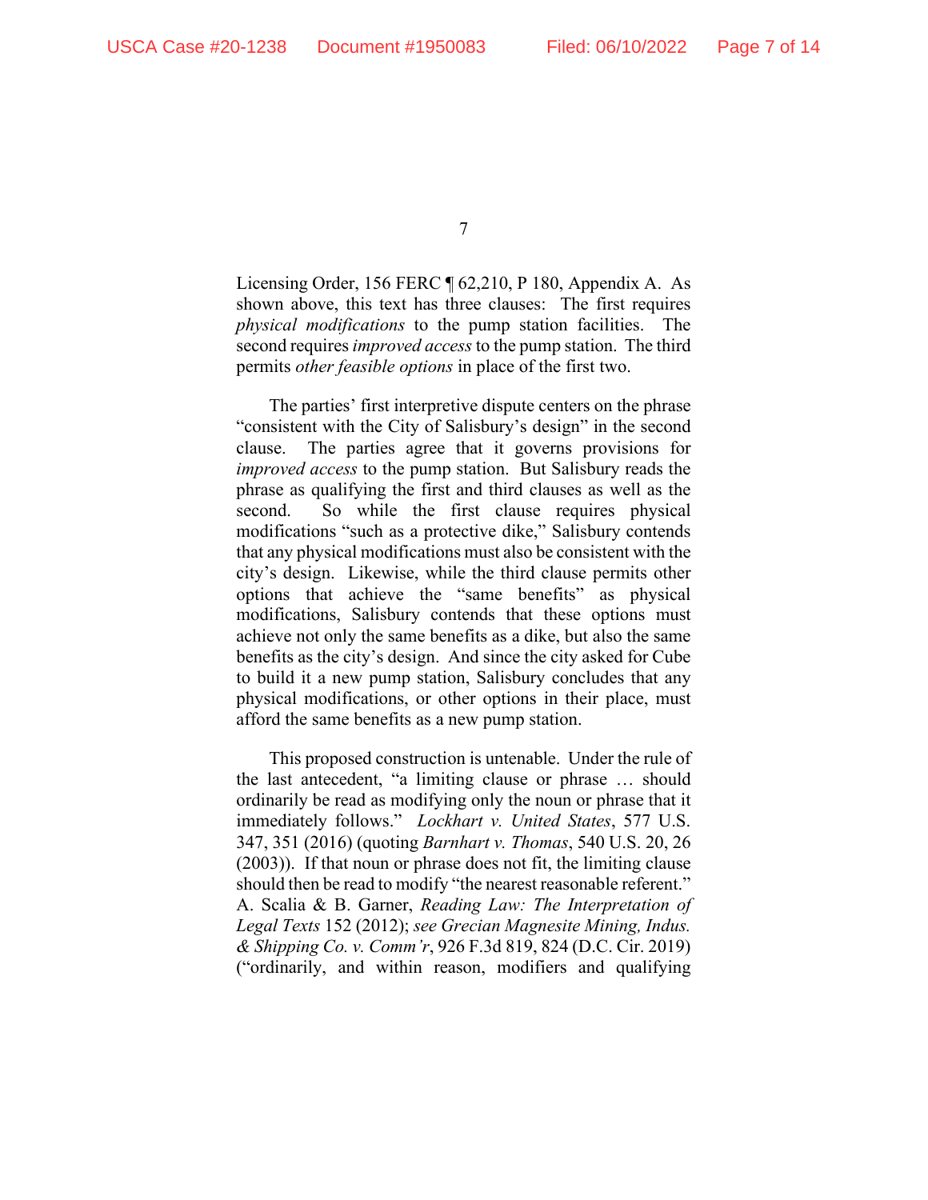Licensing Order, 156 FERC ¶ 62,210, P 180, Appendix A. As shown above, this text has three clauses: The first requires *physical modifications* to the pump station facilities. The second requires *improved access* to the pump station. The third permits *other feasible options* in place of the first two.

The parties' first interpretive dispute centers on the phrase "consistent with the City of Salisbury's design" in the second clause. The parties agree that it governs provisions for *improved access* to the pump station. But Salisbury reads the phrase as qualifying the first and third clauses as well as the second. So while the first clause requires physical modifications "such as a protective dike," Salisbury contends that any physical modifications must also be consistent with the city's design. Likewise, while the third clause permits other options that achieve the "same benefits" as physical modifications, Salisbury contends that these options must achieve not only the same benefits as a dike, but also the same benefits as the city's design. And since the city asked for Cube to build it a new pump station, Salisbury concludes that any physical modifications, or other options in their place, must afford the same benefits as a new pump station.

This proposed construction is untenable. Under the rule of the last antecedent, "a limiting clause or phrase … should ordinarily be read as modifying only the noun or phrase that it immediately follows." *Lockhart v. United States*, 577 U.S. 347, 351 (2016) (quoting *Barnhart v. Thomas*, 540 U.S. 20, 26 (2003)). If that noun or phrase does not fit, the limiting clause should then be read to modify "the nearest reasonable referent." A. Scalia & B. Garner, *Reading Law: The Interpretation of Legal Texts* 152 (2012); *see Grecian Magnesite Mining, Indus. & Shipping Co. v. Comm'r*, 926 F.3d 819, 824 (D.C. Cir. 2019) ("ordinarily, and within reason, modifiers and qualifying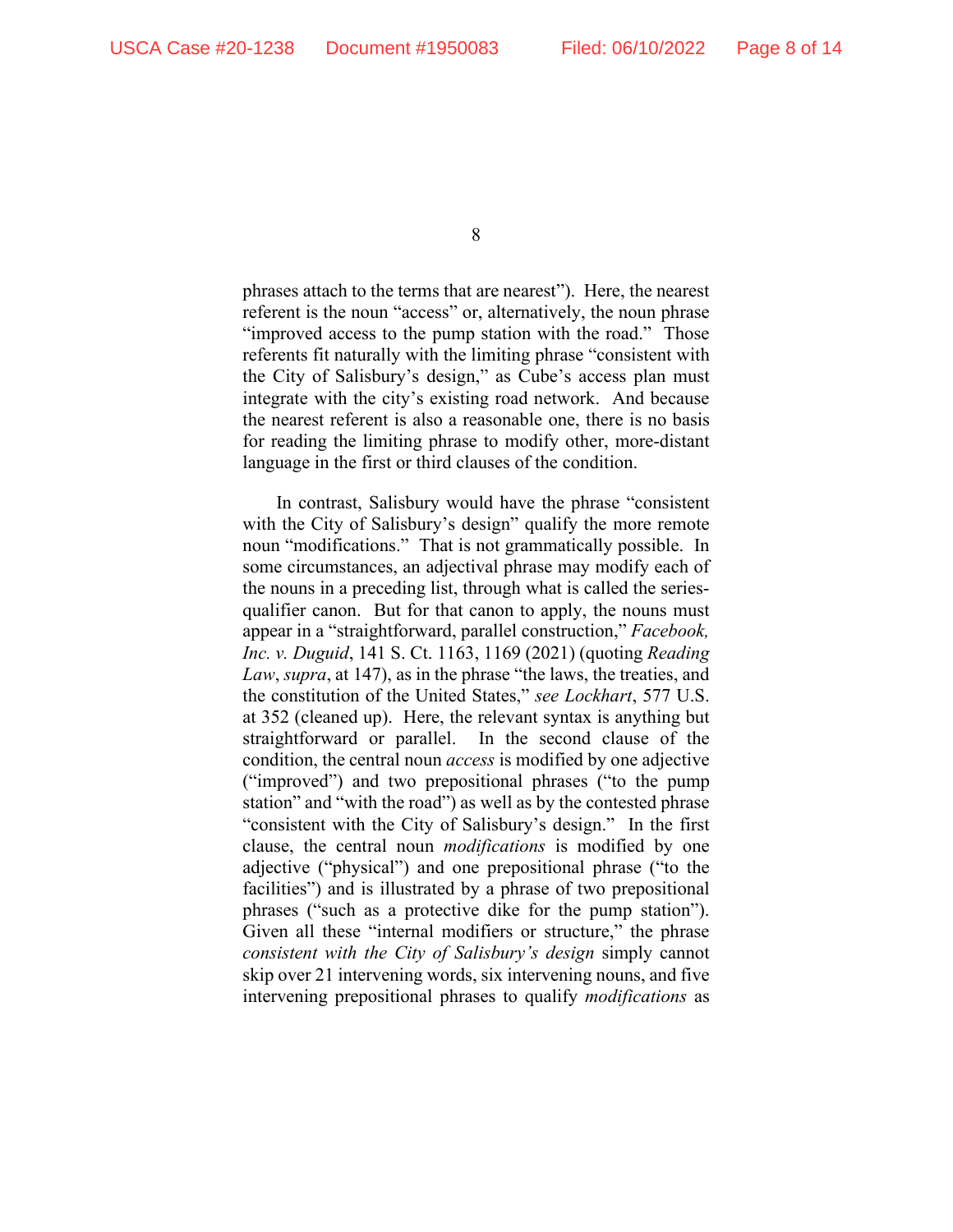phrases attach to the terms that are nearest"). Here, the nearest referent is the noun "access" or, alternatively, the noun phrase "improved access to the pump station with the road." Those referents fit naturally with the limiting phrase "consistent with the City of Salisbury's design," as Cube's access plan must integrate with the city's existing road network. And because the nearest referent is also a reasonable one, there is no basis for reading the limiting phrase to modify other, more-distant language in the first or third clauses of the condition.

In contrast, Salisbury would have the phrase "consistent with the City of Salisbury's design" qualify the more remote noun "modifications." That is not grammatically possible. In some circumstances, an adjectival phrase may modify each of the nouns in a preceding list, through what is called the series-qualifier canon. But for that canon to apply, the nouns must appear in a "straightforward, parallel construction," *Facebook, Inc. v. Duguid*, 141 S. Ct. 1163, 1169 (2021) (quoting *Reading Law*, *supra*, at 147), as in the phrase "the laws, the treaties, and the constitution of the United States," *see Lockhart*, 577 U.S. at 352 (cleaned up). Here, the relevant syntax is anything but straightforward or parallel. In the second clause of the condition, the central noun *access* is modified by one adjective ("improved") and two prepositional phrases ("to the pump station" and "with the road") as well as by the contested phrase "consistent with the City of Salisbury's design." In the first clause, the central noun *modifications* is modified by one adjective ("physical") and one prepositional phrase ("to the facilities") and is illustrated by a phrase of two prepositional phrases ("such as a protective dike for the pump station"). Given all these "internal modifiers or structure," the phrase *consistent with the City of Salisbury's design* simply cannot skip over 21 intervening words, six intervening nouns, and five intervening prepositional phrases to qualify *modifications* as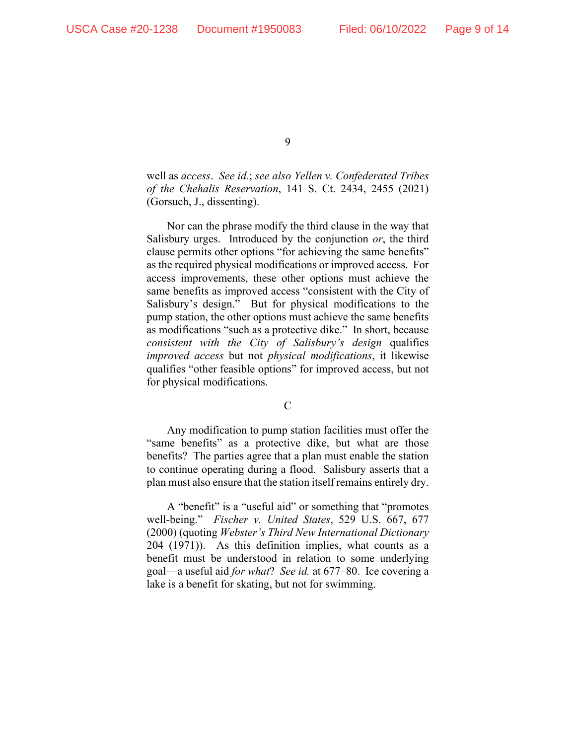well as *access*. *See id.*; *see also Yellen v. Confederated Tribes of the Chehalis Reservation*, 141 S. Ct. 2434, 2455 (2021) (Gorsuch, J., dissenting).

Nor can the phrase modify the third clause in the way that Salisbury urges. Introduced by the conjunction *or*, the third clause permits other options "for achieving the same benefits" as the required physical modifications or improved access. For access improvements, these other options must achieve the same benefits as improved access "consistent with the City of Salisbury's design." But for physical modifications to the pump station, the other options must achieve the same benefits as modifications "such as a protective dike." In short, because *consistent with the City of Salisbury's design* qualifies *improved access* but not *physical modifications*, it likewise qualifies "other feasible options" for improved access, but not for physical modifications.

C

Any modification to pump station facilities must offer the "same benefits" as a protective dike, but what are those benefits? The parties agree that a plan must enable the station to continue operating during a flood. Salisbury asserts that a plan must also ensure that the station itself remains entirely dry.

A "benefit" is a "useful aid" or something that "promotes well-being." *Fischer v. United States*, 529 U.S. 667, 677 (2000) (quoting *Webster's Third New International Dictionary* 204 (1971)). As this definition implies, what counts as a benefit must be understood in relation to some underlying goal—a useful aid *for what*? *See id.* at 677–80. Ice covering a lake is a benefit for skating, but not for swimming.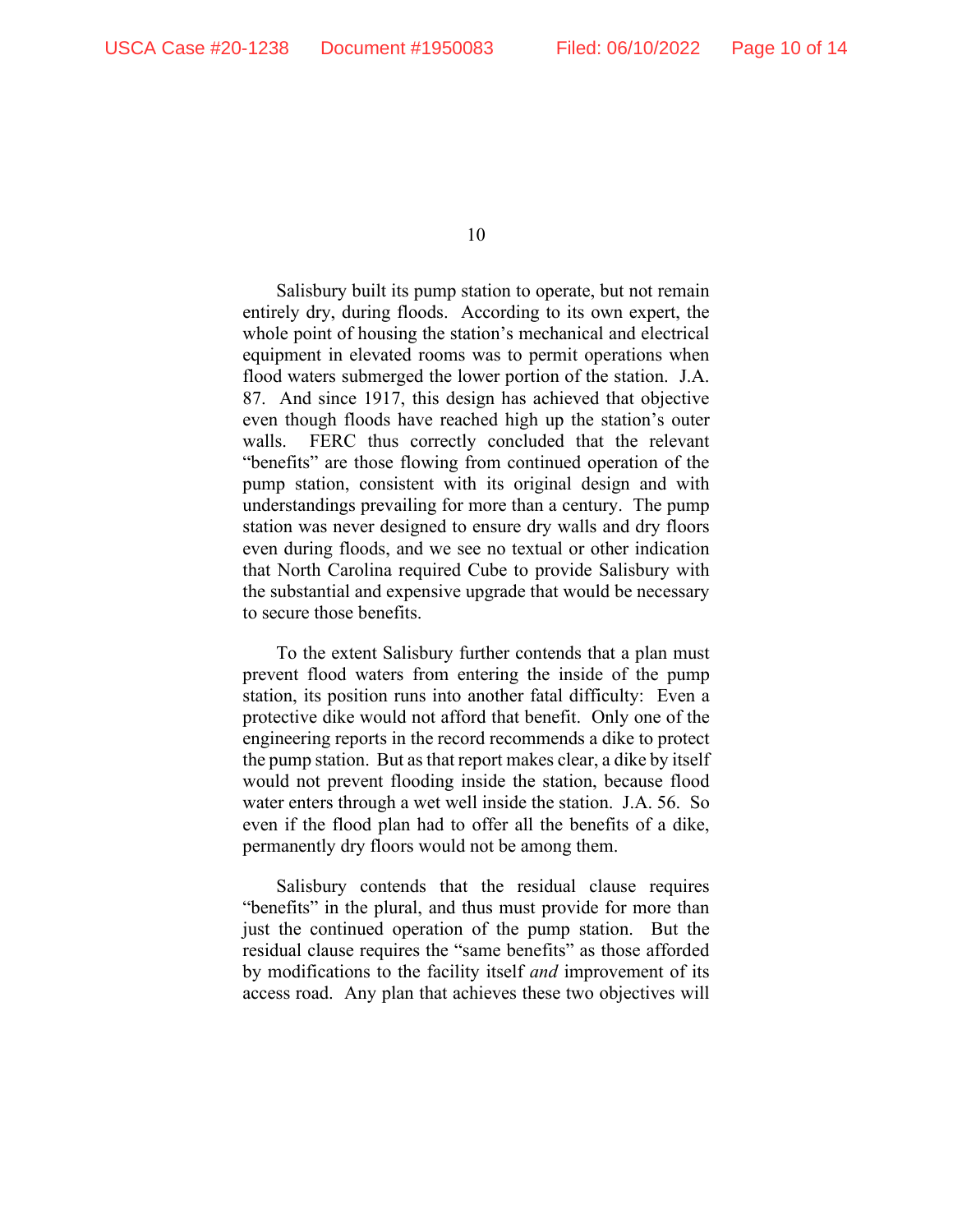Salisbury built its pump station to operate, but not remain entirely dry, during floods. According to its own expert, the whole point of housing the station's mechanical and electrical equipment in elevated rooms was to permit operations when flood waters submerged the lower portion of the station. J.A. 87. And since 1917, this design has achieved that objective even though floods have reached high up the station's outer walls. FERC thus correctly concluded that the relevant "benefits" are those flowing from continued operation of the pump station, consistent with its original design and with understandings prevailing for more than a century. The pump station was never designed to ensure dry walls and dry floors even during floods, and we see no textual or other indication that North Carolina required Cube to provide Salisbury with the substantial and expensive upgrade that would be necessary to secure those benefits.

To the extent Salisbury further contends that a plan must prevent flood waters from entering the inside of the pump station, its position runs into another fatal difficulty: Even a protective dike would not afford that benefit. Only one of the engineering reports in the record recommends a dike to protect the pump station. But as that report makes clear, a dike by itself would not prevent flooding inside the station, because flood water enters through a wet well inside the station. J.A. 56. So even if the flood plan had to offer all the benefits of a dike, permanently dry floors would not be among them.

Salisbury contends that the residual clause requires "benefits" in the plural, and thus must provide for more than just the continued operation of the pump station. But the residual clause requires the "same benefits" as those afforded by modifications to the facility itself *and* improvement of its access road. Any plan that achieves these two objectives will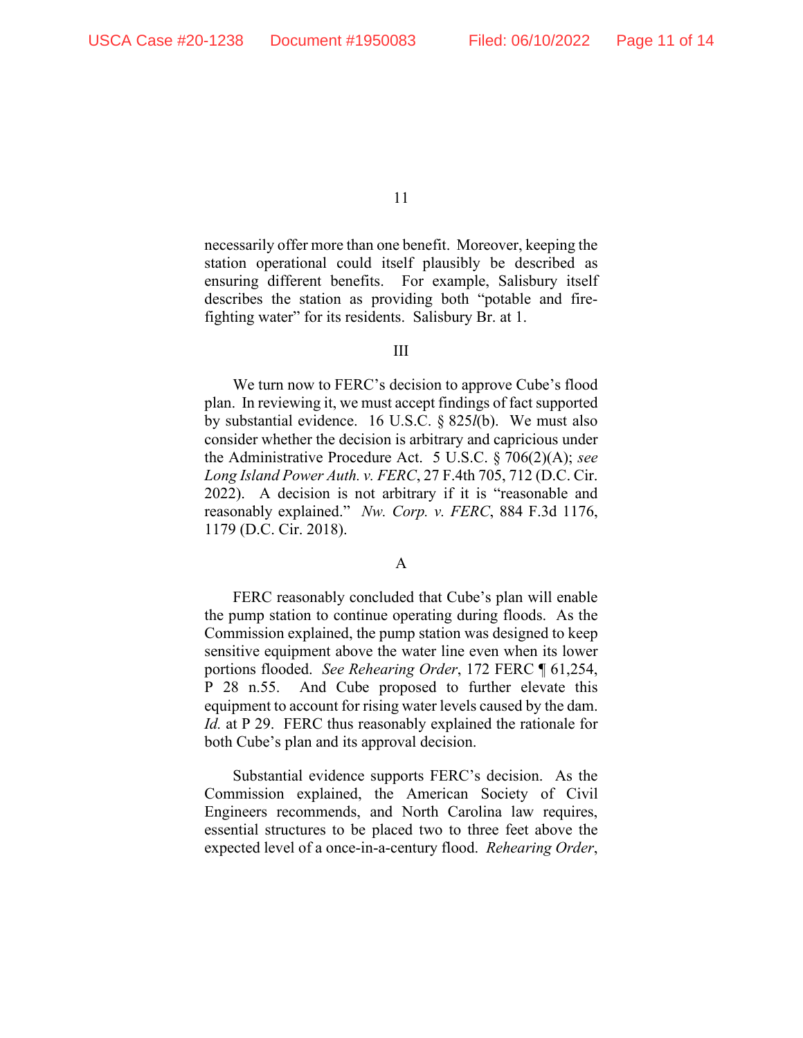necessarily offer more than one benefit. Moreover, keeping the station operational could itself plausibly be described as ensuring different benefits. For example, Salisbury itself describes the station as providing both "potable and fire-fighting water" for its residents. Salisbury Br. at 1.

## III

We turn now to FERC's decision to approve Cube's flood plan. In reviewing it, we must accept findings of fact supported by substantial evidence. 16 U.S.C. § 825*l*(b). We must also consider whether the decision is arbitrary and capricious under the Administrative Procedure Act. 5 U.S.C. § 706(2)(A); *see Long Island Power Auth. v. FERC*, 27 F.4th 705, 712 (D.C. Cir. 2022). A decision is not arbitrary if it is "reasonable and reasonably explained." *Nw. Corp. v. FERC*, 884 F.3d 1176, 1179 (D.C. Cir. 2018).

### A

FERC reasonably concluded that Cube's plan will enable the pump station to continue operating during floods. As the Commission explained, the pump station was designed to keep sensitive equipment above the water line even when its lower portions flooded. *See Rehearing Order*, 172 FERC ¶ 61,254, P 28 n.55. And Cube proposed to further elevate this equipment to account for rising water levels caused by the dam. *Id.* at P 29. FERC thus reasonably explained the rationale for both Cube's plan and its approval decision.

Substantial evidence supports FERC's decision. As the Commission explained, the American Society of Civil Engineers recommends, and North Carolina law requires, essential structures to be placed two to three feet above the expected level of a once-in-a-century flood. *Rehearing Order*,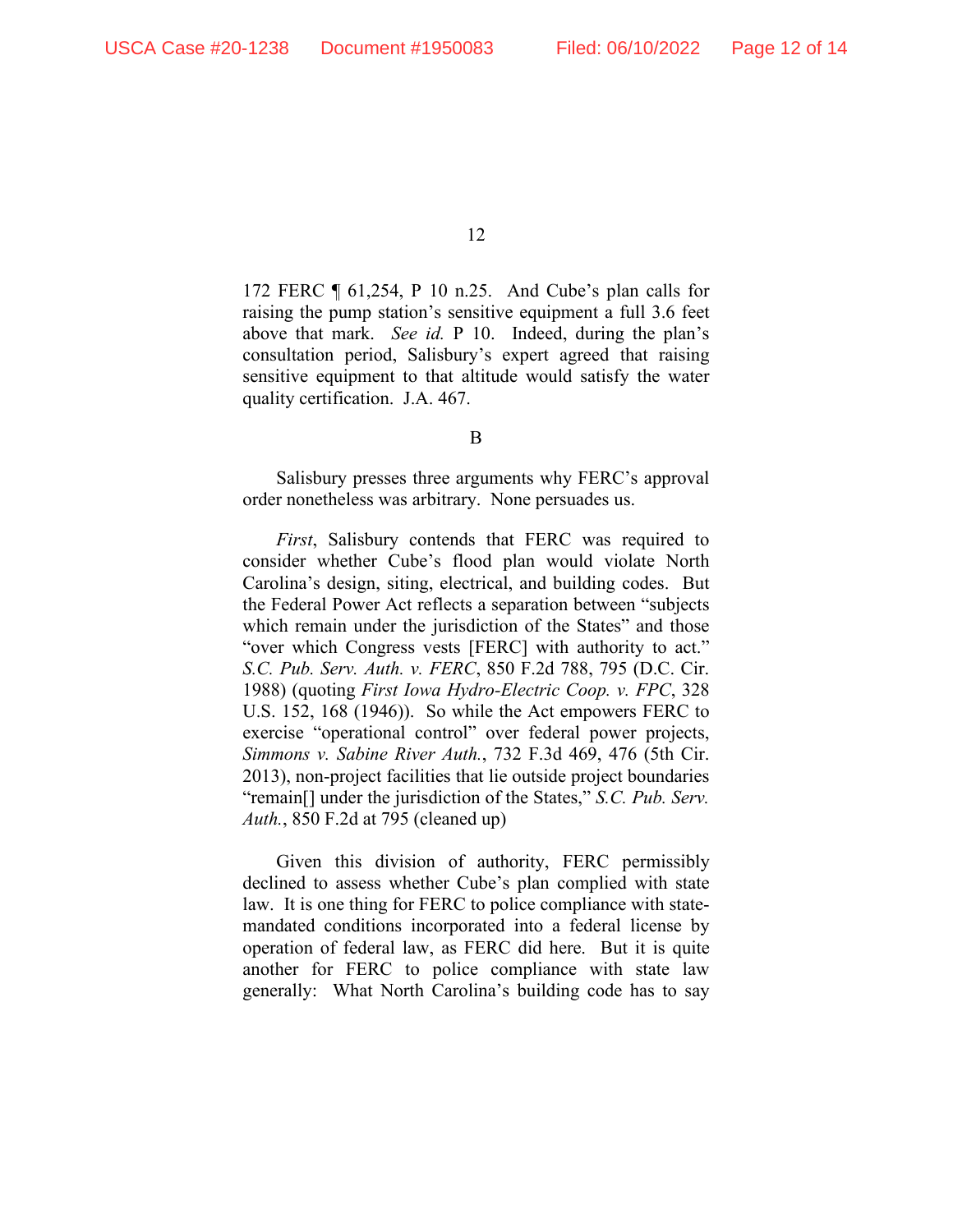172 FERC ¶ 61,254, P 10 n.25. And Cube's plan calls for raising the pump station's sensitive equipment a full 3.6 feet above that mark. *See id.* P 10. Indeed, during the plan's consultation period, Salisbury's expert agreed that raising sensitive equipment to that altitude would satisfy the water quality certification. J.A. 467.

B

Salisbury presses three arguments why FERC's approval order nonetheless was arbitrary. None persuades us.

*First*, Salisbury contends that FERC was required to consider whether Cube's flood plan would violate North Carolina's design, siting, electrical, and building codes. But the Federal Power Act reflects a separation between "subjects which remain under the jurisdiction of the States" and those "over which Congress vests [FERC] with authority to act." *S.C. Pub. Serv. Auth. v. FERC*, 850 F.2d 788, 795 (D.C. Cir. 1988) (quoting *First Iowa Hydro-Electric Coop. v. FPC*, 328 U.S. 152, 168 (1946)). So while the Act empowers FERC to exercise "operational control" over federal power projects, *Simmons v. Sabine River Auth.*, 732 F.3d 469, 476 (5th Cir. 2013), non-project facilities that lie outside project boundaries "remain[] under the jurisdiction of the States," *S.C. Pub. Serv. Auth.*, 850 F.2d at 795 (cleaned up)

Given this division of authority, FERC permissibly declined to assess whether Cube's plan complied with state law. It is one thing for FERC to police compliance with state-mandated conditions incorporated into a federal license by operation of federal law, as FERC did here. But it is quite another for FERC to police compliance with state law generally: What North Carolina's building code has to say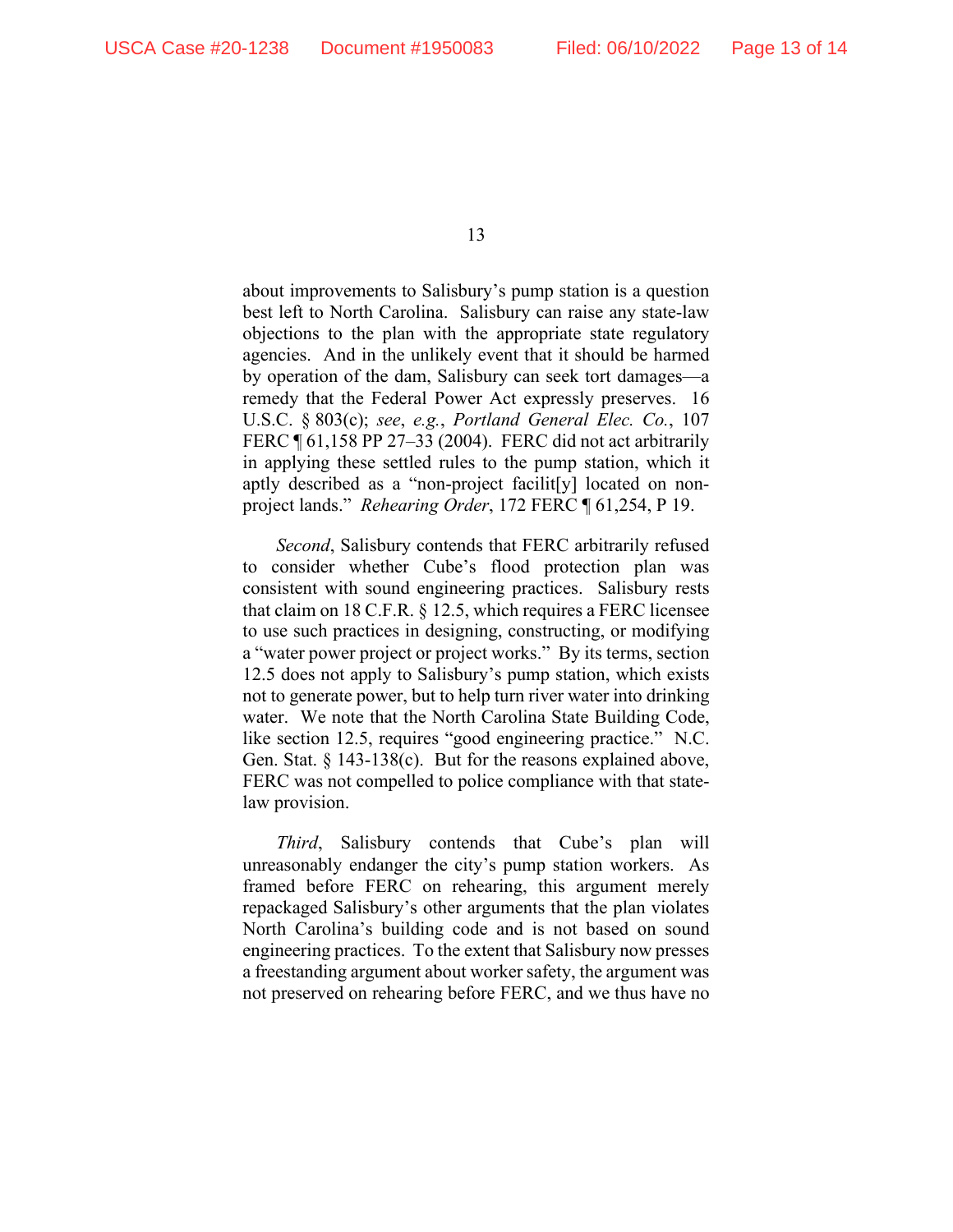about improvements to Salisbury's pump station is a question best left to North Carolina. Salisbury can raise any state-law objections to the plan with the appropriate state regulatory agencies. And in the unlikely event that it should be harmed by operation of the dam, Salisbury can seek tort damages—a remedy that the Federal Power Act expressly preserves. 16 U.S.C. § 803(c); *see*, *e.g.*, *Portland General Elec. Co.*, 107 FERC ¶ 61,158 PP 27–33 (2004). FERC did not act arbitrarily in applying these settled rules to the pump station, which it aptly described as a "non-project facilit[y] located on non-project lands." *Rehearing Order*, 172 FERC ¶ 61,254, P 19.

*Second*, Salisbury contends that FERC arbitrarily refused to consider whether Cube's flood protection plan was consistent with sound engineering practices. Salisbury rests that claim on 18 C.F.R. § 12.5, which requires a FERC licensee to use such practices in designing, constructing, or modifying a "water power project or project works." By its terms, section 12.5 does not apply to Salisbury's pump station, which exists not to generate power, but to help turn river water into drinking water. We note that the North Carolina State Building Code, like section 12.5, requires "good engineering practice." N.C. Gen. Stat. § 143-138(c). But for the reasons explained above, FERC was not compelled to police compliance with that state-law provision.

*Third*, Salisbury contends that Cube's plan will unreasonably endanger the city's pump station workers. As framed before FERC on rehearing, this argument merely repackaged Salisbury's other arguments that the plan violates North Carolina's building code and is not based on sound engineering practices. To the extent that Salisbury now presses a freestanding argument about worker safety, the argument was not preserved on rehearing before FERC, and we thus have no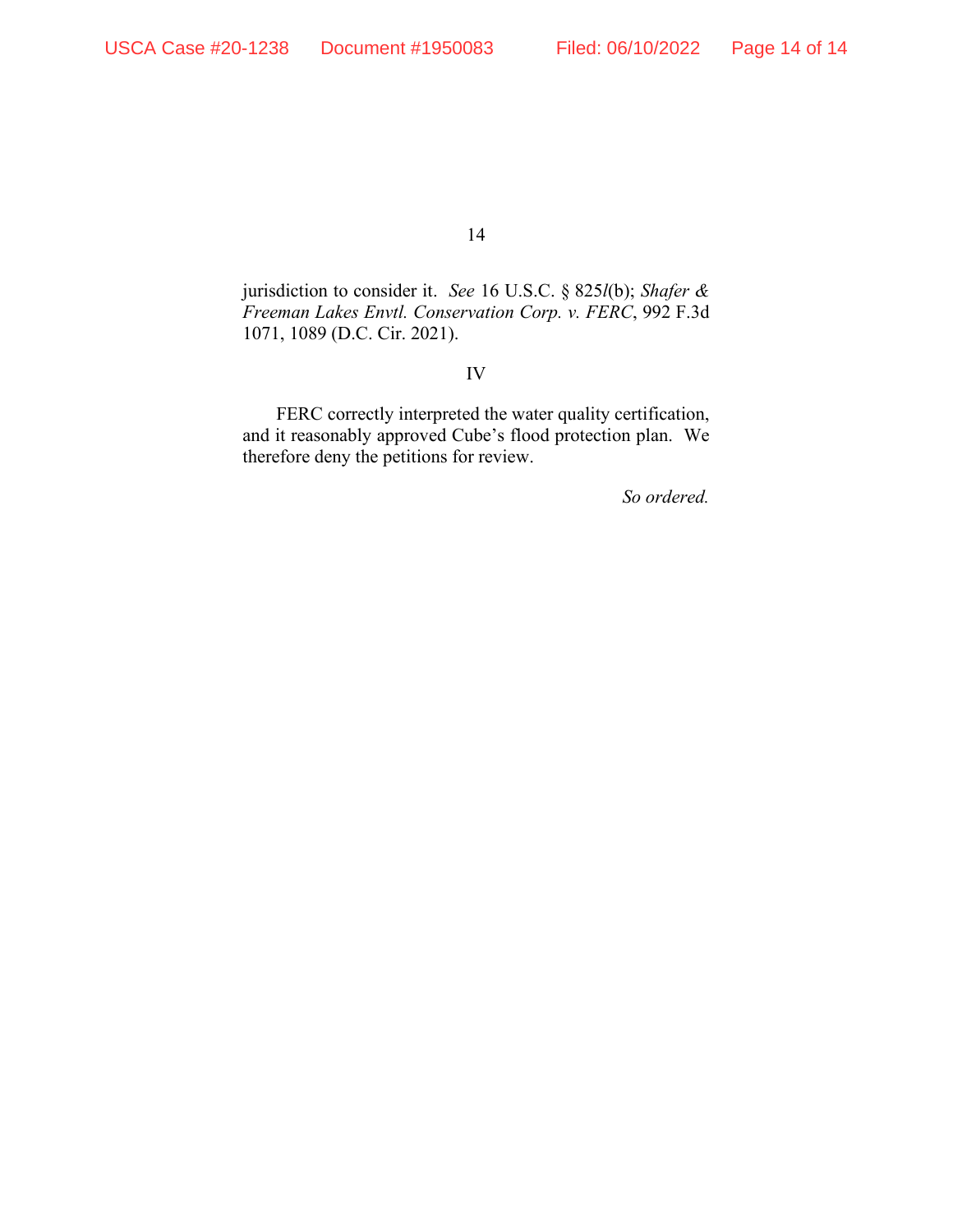jurisdiction to consider it. *See* 16 U.S.C. § 825*l*(b); *Shafer & Freeman Lakes Envtl. Conservation Corp. v. FERC*, 992 F.3d 1071, 1089 (D.C. Cir. 2021).

## IV

FERC correctly interpreted the water quality certification, and it reasonably approved Cube's flood protection plan. We therefore deny the petitions for review.

*So ordered.*